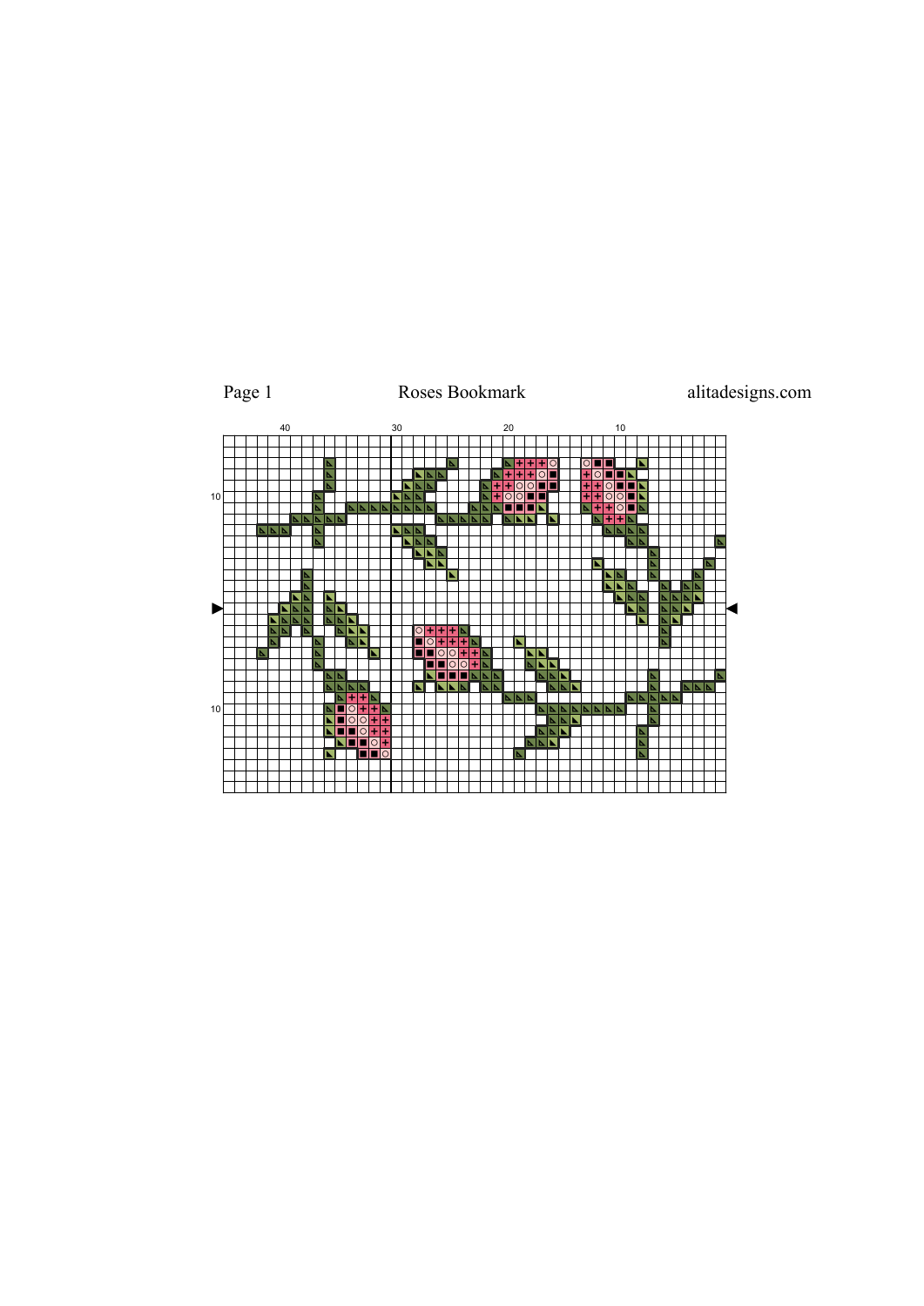Page 1 Roses Bookmark alitadesigns.com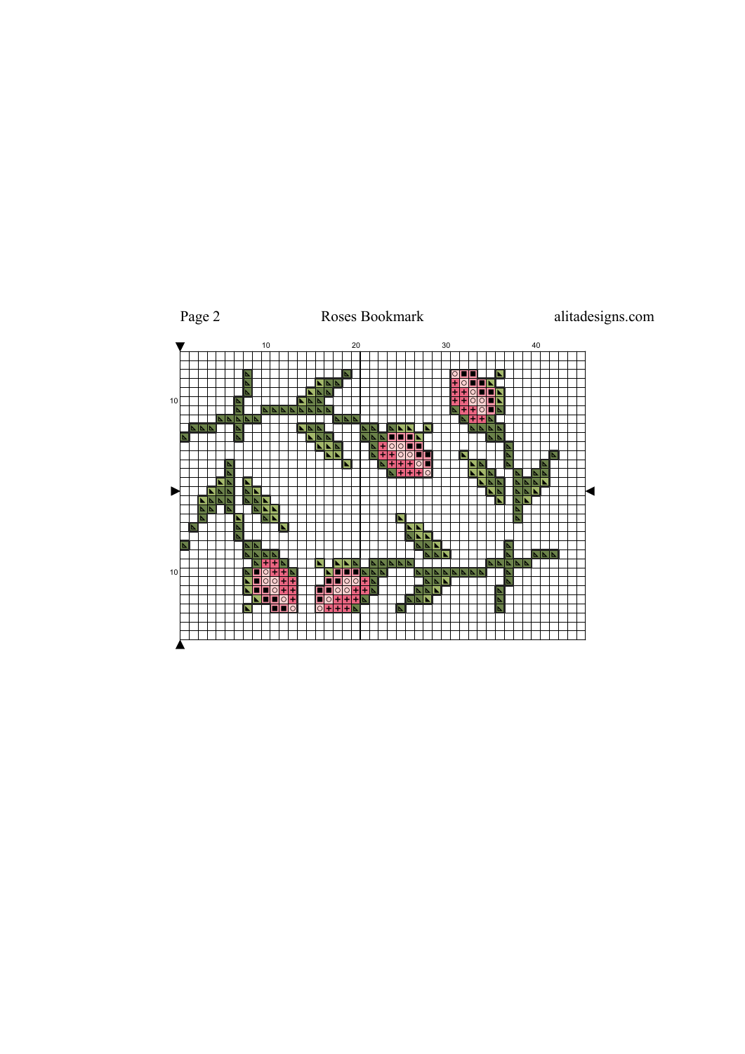Roses Bookmark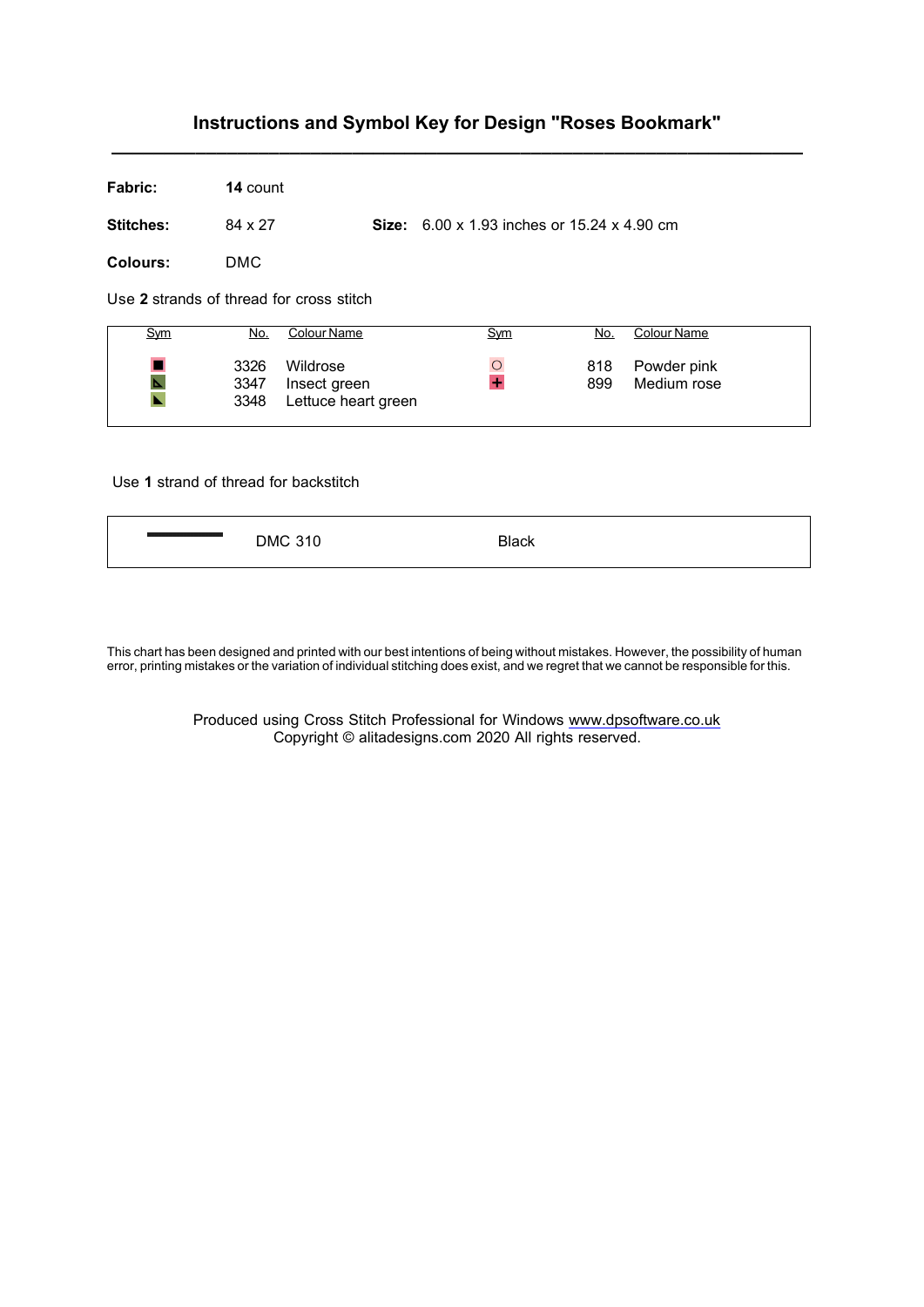## Instructions and Symbol Key for Design "Roses Bookmark"

**Fabric:** **14** count

**Stitches:** 84 x 27 **Size:** 6.00 x 1.93 inches or 15.24 x 4.90 cm

**Colours:** DMC

Use **2** strands of thread for cross stitch

| Sym | No. | Colour Name | Sym | No. | Colour Name |
|---|---|---|---|---|---|
| ■ | 3326 | Wildrose | ○ | 818 | Powder pink |
| ◣ | 3347 | Insect green | + | 899 | Medium rose |
| ◣ | 3348 | Lettuce heart green | | | |

Use **1** strand of thread for backstitch

| | | |
|---|---|---|
| ▬▬ | DMC 310 | Black |

This chart has been designed and printed with our best intentions of being without mistakes. However, the possibility of human error, printing mistakes or the variation of individual stitching does exist, and we regret that we cannot be responsible for this.

Produced using Cross Stitch Professional for Windows www.dpsoftware.co.uk
Copyright © alitadesigns.com 2020 All rights reserved.